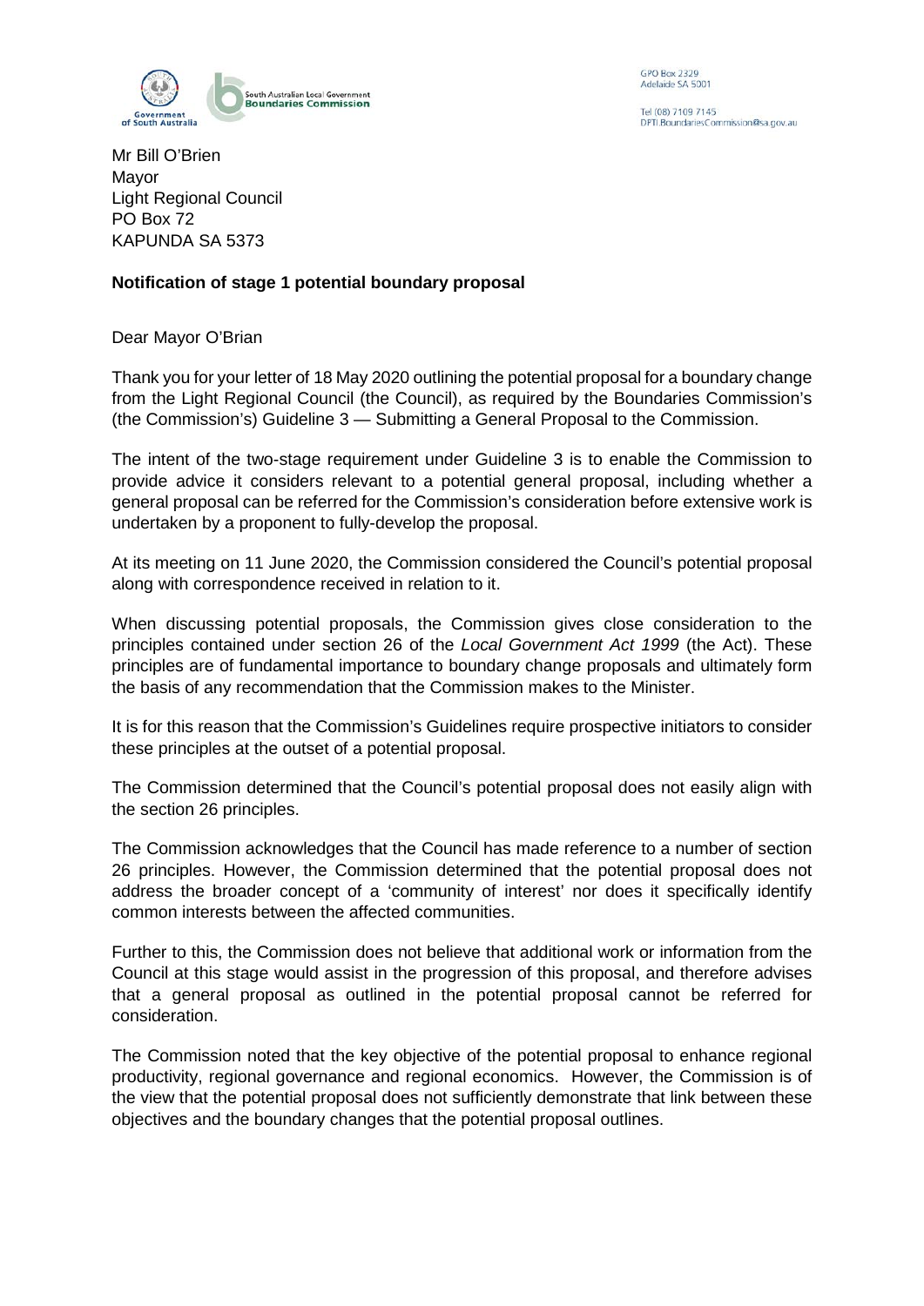South Australian Local Government **Boundaries Commission**

GPO Box 2329
Adelaide SA 5001

Tel (08) 7109 7145
DPTI.BoundariesCommission@sa.gov.au

Mr Bill O'Brien
Mayor
Light Regional Council
PO Box 72
KAPUNDA SA 5373

**Notification of stage 1 potential boundary proposal**

Dear Mayor O'Brian

Thank you for your letter of 18 May 2020 outlining the potential proposal for a boundary change from the Light Regional Council (the Council), as required by the Boundaries Commission's (the Commission's) Guideline 3 — Submitting a General Proposal to the Commission.

The intent of the two-stage requirement under Guideline 3 is to enable the Commission to provide advice it considers relevant to a potential general proposal, including whether a general proposal can be referred for the Commission's consideration before extensive work is undertaken by a proponent to fully-develop the proposal.

At its meeting on 11 June 2020, the Commission considered the Council's potential proposal along with correspondence received in relation to it.

When discussing potential proposals, the Commission gives close consideration to the principles contained under section 26 of the *Local Government Act 1999* (the Act). These principles are of fundamental importance to boundary change proposals and ultimately form the basis of any recommendation that the Commission makes to the Minister.

It is for this reason that the Commission's Guidelines require prospective initiators to consider these principles at the outset of a potential proposal.

The Commission determined that the Council's potential proposal does not easily align with the section 26 principles.

The Commission acknowledges that the Council has made reference to a number of section 26 principles. However, the Commission determined that the potential proposal does not address the broader concept of a 'community of interest' nor does it specifically identify common interests between the affected communities.

Further to this, the Commission does not believe that additional work or information from the Council at this stage would assist in the progression of this proposal, and therefore advises that a general proposal as outlined in the potential proposal cannot be referred for consideration.

The Commission noted that the key objective of the potential proposal to enhance regional productivity, regional governance and regional economics. However, the Commission is of the view that the potential proposal does not sufficiently demonstrate that link between these objectives and the boundary changes that the potential proposal outlines.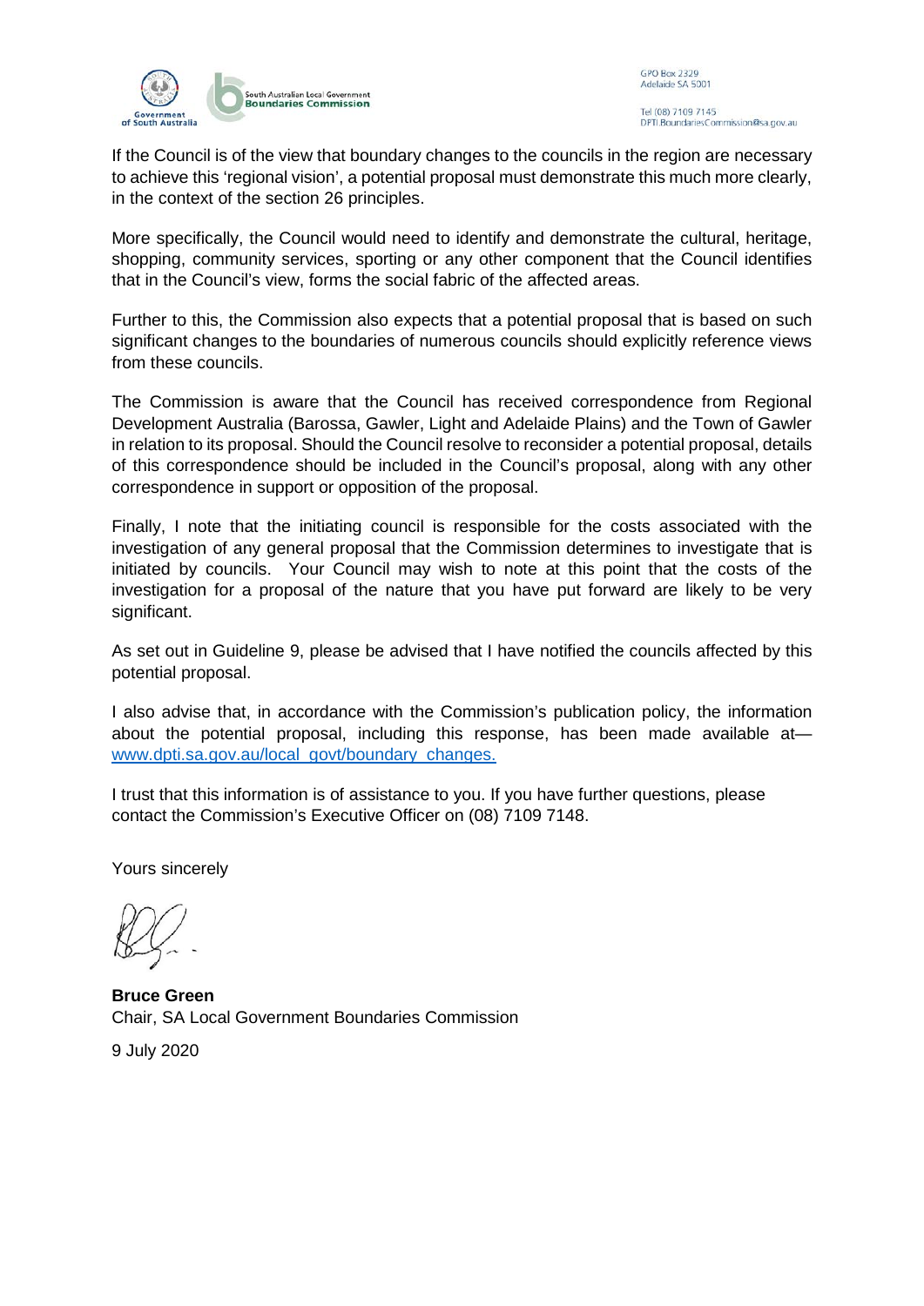If the Council is of the view that boundary changes to the councils in the region are necessary to achieve this 'regional vision', a potential proposal must demonstrate this much more clearly, in the context of the section 26 principles.

More specifically, the Council would need to identify and demonstrate the cultural, heritage, shopping, community services, sporting or any other component that the Council identifies that in the Council's view, forms the social fabric of the affected areas.

Further to this, the Commission also expects that a potential proposal that is based on such significant changes to the boundaries of numerous councils should explicitly reference views from these councils.

The Commission is aware that the Council has received correspondence from Regional Development Australia (Barossa, Gawler, Light and Adelaide Plains) and the Town of Gawler in relation to its proposal. Should the Council resolve to reconsider a potential proposal, details of this correspondence should be included in the Council's proposal, along with any other correspondence in support or opposition of the proposal.

Finally, I note that the initiating council is responsible for the costs associated with the investigation of any general proposal that the Commission determines to investigate that is initiated by councils. Your Council may wish to note at this point that the costs of the investigation for a proposal of the nature that you have put forward are likely to be very significant.

As set out in Guideline 9, please be advised that I have notified the councils affected by this potential proposal.

I also advise that, in accordance with the Commission's publication policy, the information about the potential proposal, including this response, has been made available at— [www.dpti.sa.gov.au/local_govt/boundary_changes.](www.dpti.sa.gov.au/local_govt/boundary_changes)

I trust that this information is of assistance to you. If you have further questions, please contact the Commission's Executive Officer on (08) 7109 7148.

Yours sincerely

**Bruce Green**
Chair, SA Local Government Boundaries Commission

9 July 2020